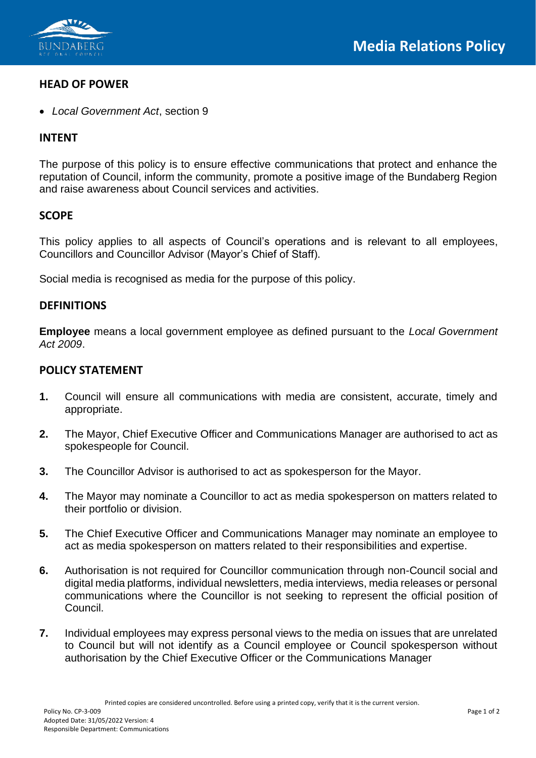# Media Relations Policy

## HEAD OF POWER

- *Local Government Act*, section 9

## INTENT

The purpose of this policy is to ensure effective communications that protect and enhance the reputation of Council, inform the community, promote a positive image of the Bundaberg Region and raise awareness about Council services and activities.

## SCOPE

This policy applies to all aspects of Council's operations and is relevant to all employees, Councillors and Councillor Advisor (Mayor's Chief of Staff).

Social media is recognised as media for the purpose of this policy.

## DEFINITIONS

**Employee** means a local government employee as defined pursuant to the *Local Government Act 2009*.

## POLICY STATEMENT

1. Council will ensure all communications with media are consistent, accurate, timely and appropriate.
2. The Mayor, Chief Executive Officer and Communications Manager are authorised to act as spokespeople for Council.
3. The Councillor Advisor is authorised to act as spokesperson for the Mayor.
4. The Mayor may nominate a Councillor to act as media spokesperson on matters related to their portfolio or division.
5. The Chief Executive Officer and Communications Manager may nominate an employee to act as media spokesperson on matters related to their responsibilities and expertise.
6. Authorisation is not required for Councillor communication through non-Council social and digital media platforms, individual newsletters, media interviews, media releases or personal communications where the Councillor is not seeking to represent the official position of Council.
7. Individual employees may express personal views to the media on issues that are unrelated to Council but will not identify as a Council employee or Council spokesperson without authorisation by the Chief Executive Officer or the Communications Manager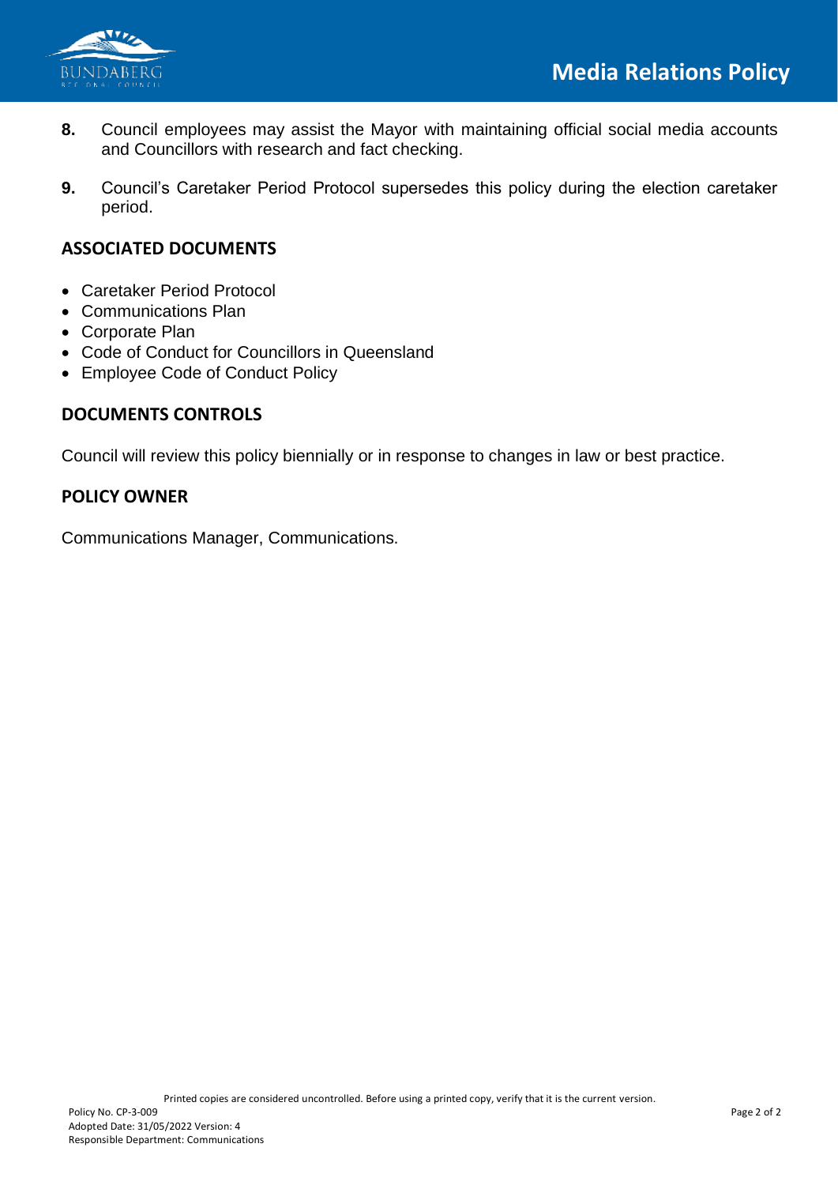**8.** Council employees may assist the Mayor with maintaining official social media accounts and Councillors with research and fact checking.

**9.** Council's Caretaker Period Protocol supersedes this policy during the election caretaker period.

## ASSOCIATED DOCUMENTS

- Caretaker Period Protocol
- Communications Plan
- Corporate Plan
- Code of Conduct for Councillors in Queensland
- Employee Code of Conduct Policy

## DOCUMENTS CONTROLS

Council will review this policy biennially or in response to changes in law or best practice.

## POLICY OWNER

Communications Manager, Communications.